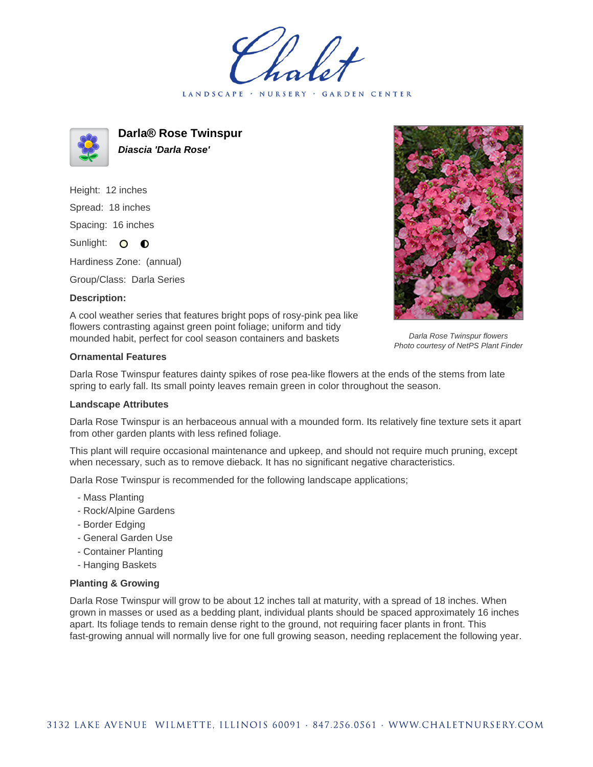Chalet

LANDSCAPE · NURSERY · GARDEN CENTER

# Darla® Rose Twinspur

***Diascia 'Darla Rose'***

Height: 12 inches

Spread: 18 inches

Spacing: 16 inches

Sunlight: ○ ◐

Hardiness Zone: (annual)

Group/Class: Darla Series

### Description:

A cool weather series that features bright pops of rosy-pink pea like flowers contrasting against green point foliage; uniform and tidy mounded habit, perfect for cool season containers and baskets

*Darla Rose Twinspur flowers*
*Photo courtesy of NetPS Plant Finder*

### Ornamental Features

Darla Rose Twinspur features dainty spikes of rose pea-like flowers at the ends of the stems from late spring to early fall. Its small pointy leaves remain green in color throughout the season.

### Landscape Attributes

Darla Rose Twinspur is an herbaceous annual with a mounded form. Its relatively fine texture sets it apart from other garden plants with less refined foliage.

This plant will require occasional maintenance and upkeep, and should not require much pruning, except when necessary, such as to remove dieback. It has no significant negative characteristics.

Darla Rose Twinspur is recommended for the following landscape applications;

- Mass Planting
- Rock/Alpine Gardens
- Border Edging
- General Garden Use
- Container Planting
- Hanging Baskets

### Planting & Growing

Darla Rose Twinspur will grow to be about 12 inches tall at maturity, with a spread of 18 inches. When grown in masses or used as a bedding plant, individual plants should be spaced approximately 16 inches apart. Its foliage tends to remain dense right to the ground, not requiring facer plants in front. This fast-growing annual will normally live for one full growing season, needing replacement the following year.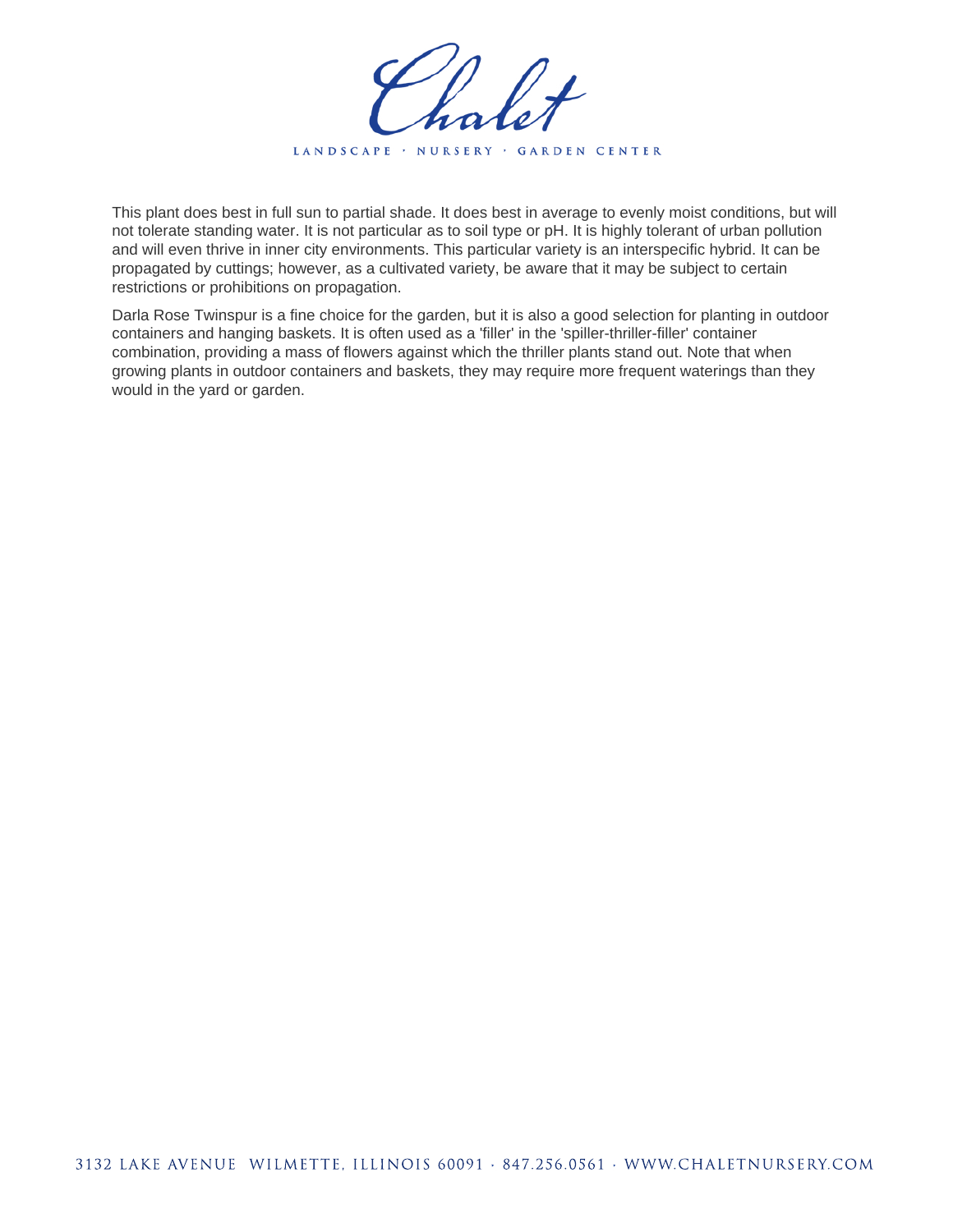This plant does best in full sun to partial shade. It does best in average to evenly moist conditions, but will not tolerate standing water. It is not particular as to soil type or pH. It is highly tolerant of urban pollution and will even thrive in inner city environments. This particular variety is an interspecific hybrid. It can be propagated by cuttings; however, as a cultivated variety, be aware that it may be subject to certain restrictions or prohibitions on propagation.

Darla Rose Twinspur is a fine choice for the garden, but it is also a good selection for planting in outdoor containers and hanging baskets. It is often used as a 'filler' in the 'spiller-thriller-filler' container combination, providing a mass of flowers against which the thriller plants stand out. Note that when growing plants in outdoor containers and baskets, they may require more frequent waterings than they would in the yard or garden.